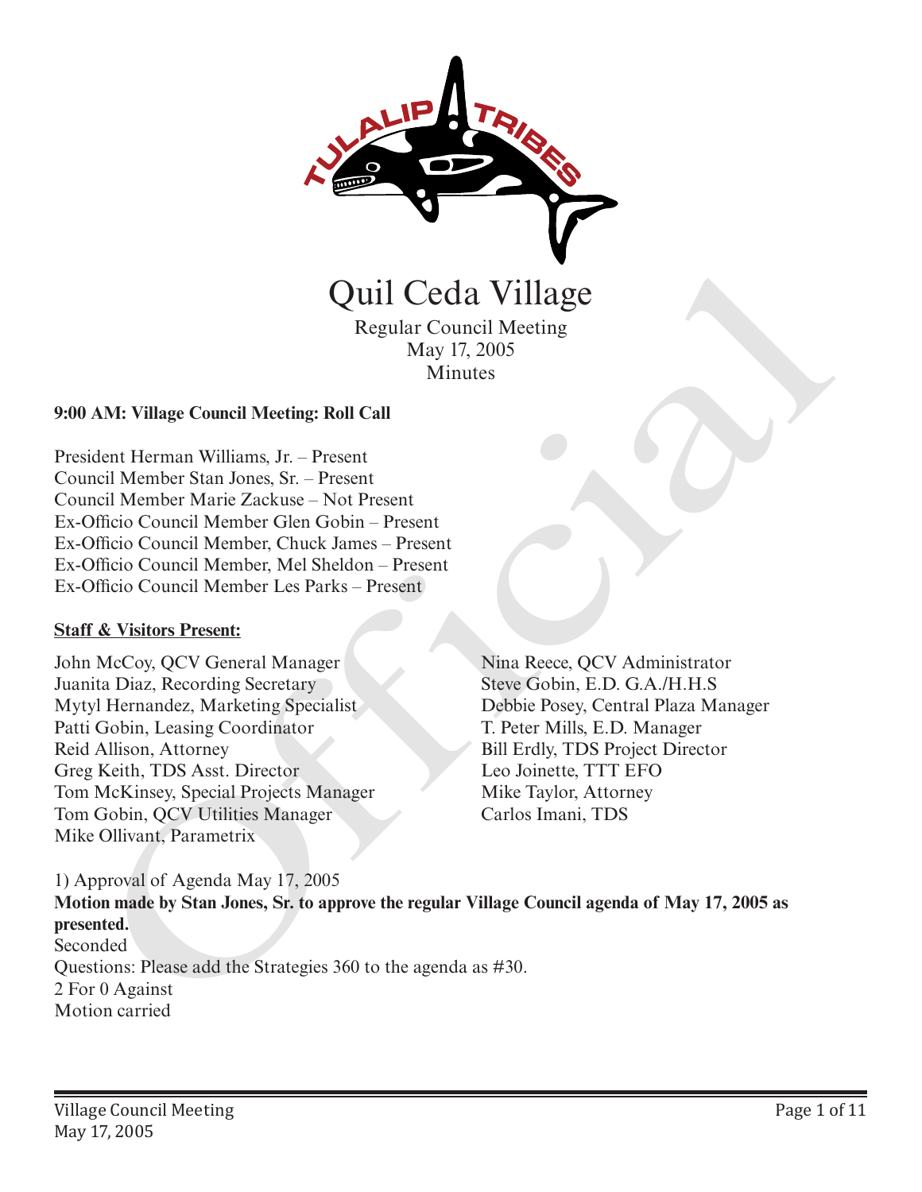# Quil Ceda Village

Regular Council Meeting
May 17, 2005
Minutes

**9:00 AM: Village Council Meeting: Roll Call**

President Herman Williams, Jr. – Present
Council Member Stan Jones, Sr. – Present
Council Member Marie Zackuse – Not Present
Ex-Officio Council Member Glen Gobin – Present
Ex-Officio Council Member, Chuck James – Present
Ex-Officio Council Member, Mel Sheldon – Present
Ex-Officio Council Member Les Parks – Present

**Staff & Visitors Present:**

John McCoy, QCV General Manager
Juanita Diaz, Recording Secretary
Mytyl Hernandez, Marketing Specialist
Patti Gobin, Leasing Coordinator
Reid Allison, Attorney
Greg Keith, TDS Asst. Director
Tom McKinsey, Special Projects Manager
Tom Gobin, QCV Utilities Manager
Mike Ollivant, Parametrix
Nina Reece, QCV Administrator
Steve Gobin, E.D. G.A./H.H.S
Debbie Posey, Central Plaza Manager
T. Peter Mills, E.D. Manager
Bill Erdly, TDS Project Director
Leo Joinette, TTT EFO
Mike Taylor, Attorney
Carlos Imani, TDS

1) Approval of Agenda May 17, 2005
**Motion made by Stan Jones, Sr. to approve the regular Village Council agenda of May 17, 2005 as presented.**
Seconded
Questions: Please add the Strategies 360 to the agenda as #30.
2 For 0 Against
Motion carried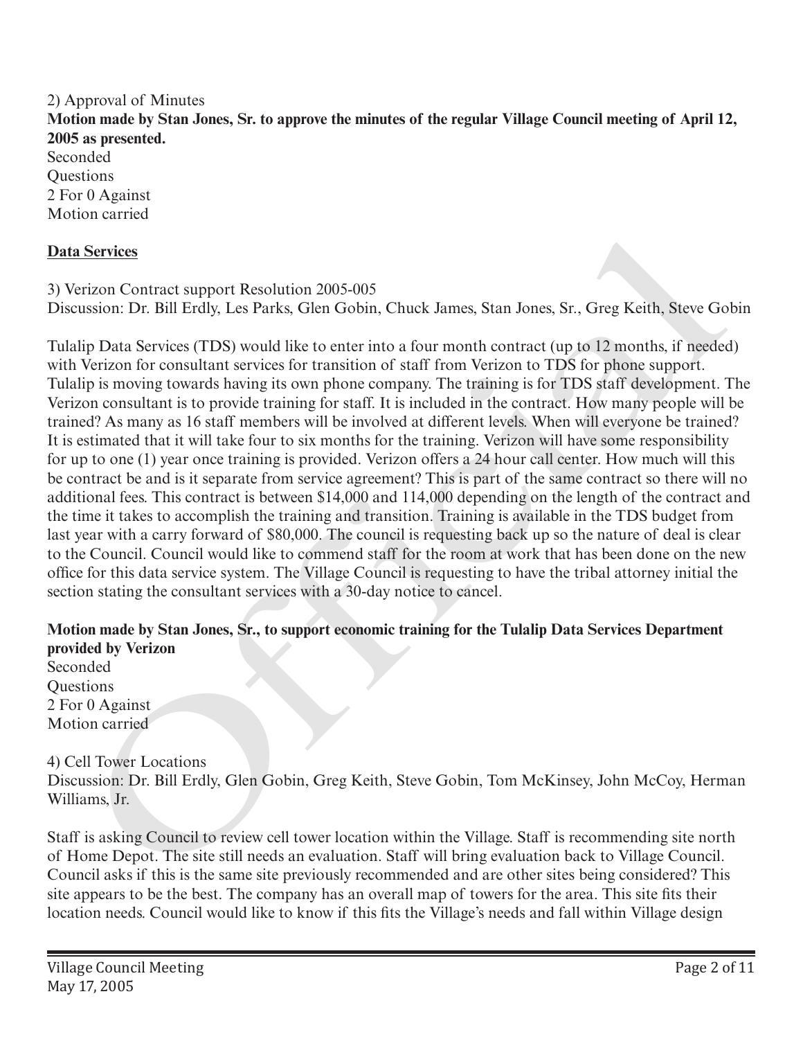2) Approval of Minutes

**Motion made by Stan Jones, Sr. to approve the minutes of the regular Village Council meeting of April 12, 2005 as presented.**

Seconded
Questions
2 For 0 Against
Motion carried

**Data Services**

3) Verizon Contract support Resolution 2005-005
Discussion: Dr. Bill Erdly, Les Parks, Glen Gobin, Chuck James, Stan Jones, Sr., Greg Keith, Steve Gobin

Tulalip Data Services (TDS) would like to enter into a four month contract (up to 12 months, if needed) with Verizon for consultant services for transition of staff from Verizon to TDS for phone support. Tulalip is moving towards having its own phone company. The training is for TDS staff development. The Verizon consultant is to provide training for staff. It is included in the contract. How many people will be trained? As many as 16 staff members will be involved at different levels. When will everyone be trained? It is estimated that it will take four to six months for the training. Verizon will have some responsibility for up to one (1) year once training is provided. Verizon offers a 24 hour call center. How much will this be contract be and is it separate from service agreement? This is part of the same contract so there will no additional fees. This contract is between $14,000 and 114,000 depending on the length of the contract and the time it takes to accomplish the training and transition. Training is available in the TDS budget from last year with a carry forward of $80,000. The council is requesting back up so the nature of deal is clear to the Council. Council would like to commend staff for the room at work that has been done on the new office for this data service system. The Village Council is requesting to have the tribal attorney initial the section stating the consultant services with a 30-day notice to cancel.

**Motion made by Stan Jones, Sr., to support economic training for the Tulalip Data Services Department provided by Verizon**

Seconded
Questions
2 For 0 Against
Motion carried

4) Cell Tower Locations
Discussion: Dr. Bill Erdly, Glen Gobin, Greg Keith, Steve Gobin, Tom McKinsey, John McCoy, Herman Williams, Jr.

Staff is asking Council to review cell tower location within the Village. Staff is recommending site north of Home Depot. The site still needs an evaluation. Staff will bring evaluation back to Village Council. Council asks if this is the same site previously recommended and are other sites being considered? This site appears to be the best. The company has an overall map of towers for the area. This site fits their location needs. Council would like to know if this fits the Village's needs and fall within Village design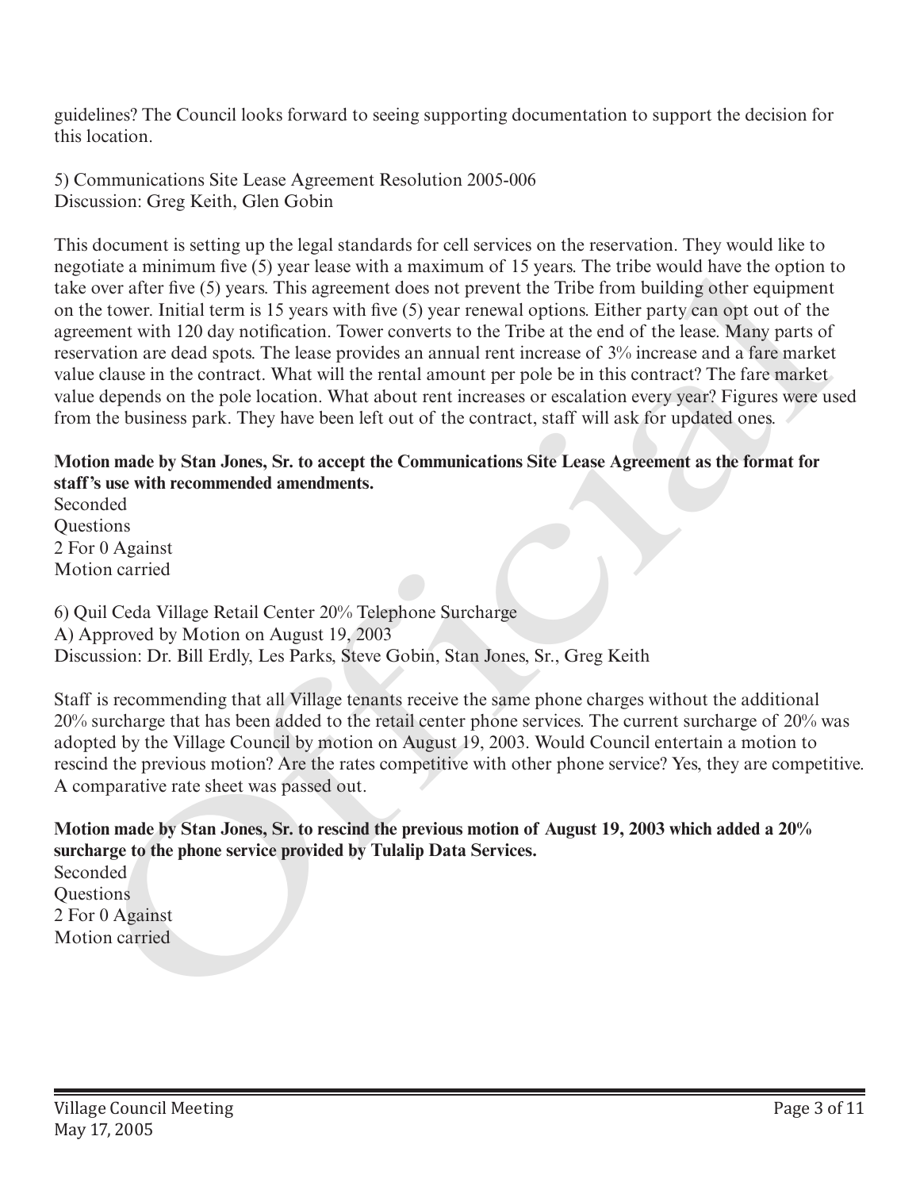guidelines? The Council looks forward to seeing supporting documentation to support the decision for this location.

5) Communications Site Lease Agreement Resolution 2005-006
Discussion: Greg Keith, Glen Gobin

This document is setting up the legal standards for cell services on the reservation. They would like to negotiate a minimum five (5) year lease with a maximum of 15 years. The tribe would have the option to take over after five (5) years. This agreement does not prevent the Tribe from building other equipment on the tower. Initial term is 15 years with five (5) year renewal options. Either party can opt out of the agreement with 120 day notification. Tower converts to the Tribe at the end of the lease. Many parts of reservation are dead spots. The lease provides an annual rent increase of 3% increase and a fare market value clause in the contract. What will the rental amount per pole be in this contract? The fare market value depends on the pole location. What about rent increases or escalation every year? Figures were used from the business park. They have been left out of the contract, staff will ask for updated ones.

**Motion made by Stan Jones, Sr. to accept the Communications Site Lease Agreement as the format for staff's use with recommended amendments.**
Seconded
Questions
2 For 0 Against
Motion carried

6) Quil Ceda Village Retail Center 20% Telephone Surcharge
A) Approved by Motion on August 19, 2003
Discussion: Dr. Bill Erdly, Les Parks, Steve Gobin, Stan Jones, Sr., Greg Keith

Staff is recommending that all Village tenants receive the same phone charges without the additional 20% surcharge that has been added to the retail center phone services. The current surcharge of 20% was adopted by the Village Council by motion on August 19, 2003. Would Council entertain a motion to rescind the previous motion? Are the rates competitive with other phone service? Yes, they are competitive. A comparative rate sheet was passed out.

**Motion made by Stan Jones, Sr. to rescind the previous motion of August 19, 2003 which added a 20% surcharge to the phone service provided by Tulalip Data Services.**
Seconded
Questions
2 For 0 Against
Motion carried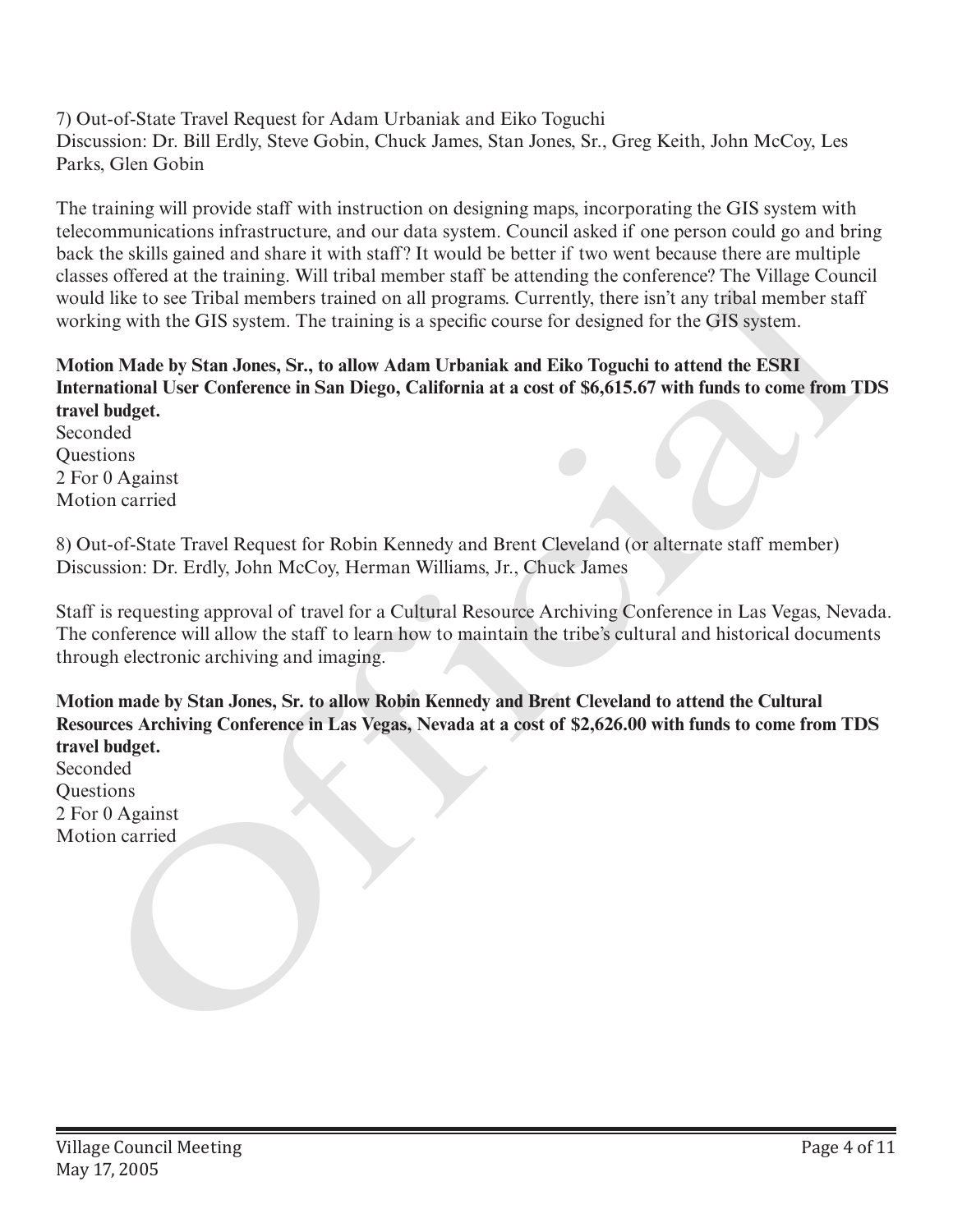7) Out-of-State Travel Request for Adam Urbaniak and Eiko Toguchi
Discussion: Dr. Bill Erdly, Steve Gobin, Chuck James, Stan Jones, Sr., Greg Keith, John McCoy, Les Parks, Glen Gobin

The training will provide staff with instruction on designing maps, incorporating the GIS system with telecommunications infrastructure, and our data system. Council asked if one person could go and bring back the skills gained and share it with staff? It would be better if two went because there are multiple classes offered at the training. Will tribal member staff be attending the conference? The Village Council would like to see Tribal members trained on all programs. Currently, there isn't any tribal member staff working with the GIS system. The training is a specific course for designed for the GIS system.

**Motion Made by Stan Jones, Sr., to allow Adam Urbaniak and Eiko Toguchi to attend the ESRI International User Conference in San Diego, California at a cost of $6,615.67 with funds to come from TDS travel budget.**
Seconded
Questions
2 For 0 Against
Motion carried

8) Out-of-State Travel Request for Robin Kennedy and Brent Cleveland (or alternate staff member)
Discussion: Dr. Erdly, John McCoy, Herman Williams, Jr., Chuck James

Staff is requesting approval of travel for a Cultural Resource Archiving Conference in Las Vegas, Nevada. The conference will allow the staff to learn how to maintain the tribe's cultural and historical documents through electronic archiving and imaging.

**Motion made by Stan Jones, Sr. to allow Robin Kennedy and Brent Cleveland to attend the Cultural Resources Archiving Conference in Las Vegas, Nevada at a cost of $2,626.00 with funds to come from TDS travel budget.**
Seconded
Questions
2 For 0 Against
Motion carried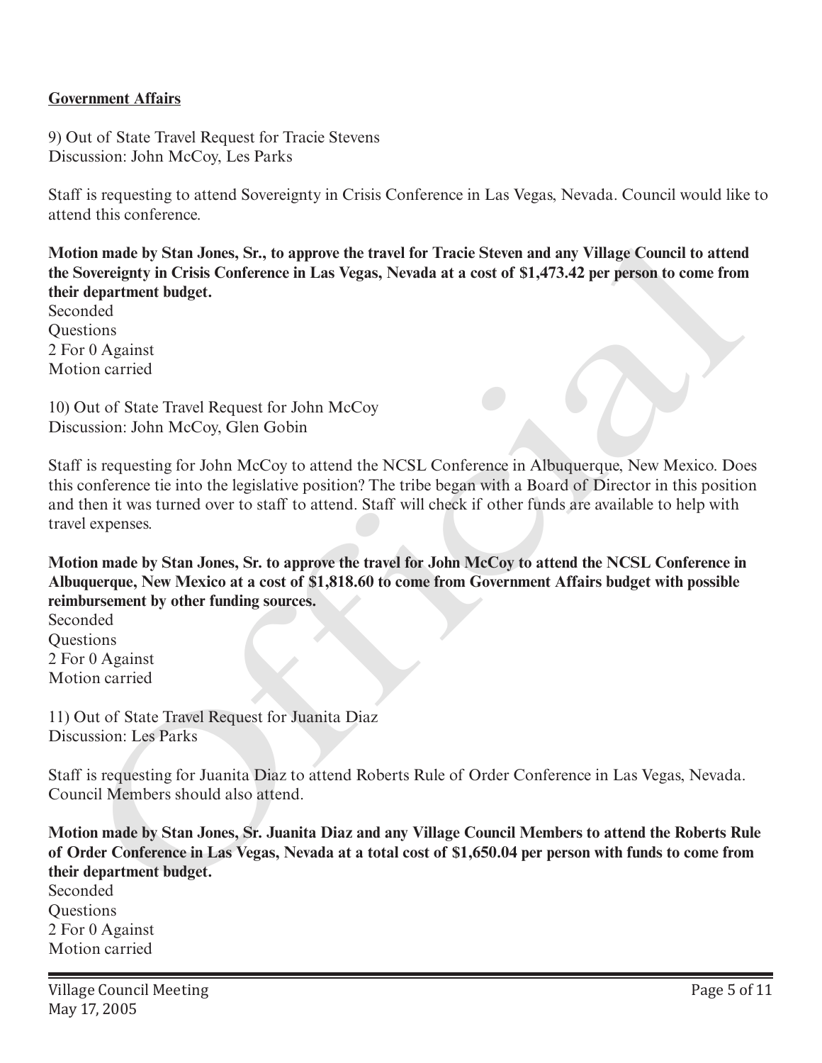**Government Affairs**

9) Out of State Travel Request for Tracie Stevens
Discussion: John McCoy, Les Parks

Staff is requesting to attend Sovereignty in Crisis Conference in Las Vegas, Nevada. Council would like to attend this conference.

**Motion made by Stan Jones, Sr., to approve the travel for Tracie Steven and any Village Council to attend the Sovereignty in Crisis Conference in Las Vegas, Nevada at a cost of $1,473.42 per person to come from their department budget.**
Seconded
Questions
2 For 0 Against
Motion carried

10) Out of State Travel Request for John McCoy
Discussion: John McCoy, Glen Gobin

Staff is requesting for John McCoy to attend the NCSL Conference in Albuquerque, New Mexico. Does this conference tie into the legislative position? The tribe began with a Board of Director in this position and then it was turned over to staff to attend. Staff will check if other funds are available to help with travel expenses.

**Motion made by Stan Jones, Sr. to approve the travel for John McCoy to attend the NCSL Conference in Albuquerque, New Mexico at a cost of $1,818.60 to come from Government Affairs budget with possible reimbursement by other funding sources.**
Seconded
Questions
2 For 0 Against
Motion carried

11) Out of State Travel Request for Juanita Diaz
Discussion: Les Parks

Staff is requesting for Juanita Diaz to attend Roberts Rule of Order Conference in Las Vegas, Nevada. Council Members should also attend.

**Motion made by Stan Jones, Sr. Juanita Diaz and any Village Council Members to attend the Roberts Rule of Order Conference in Las Vegas, Nevada at a total cost of $1,650.04 per person with funds to come from their department budget.**
Seconded
Questions
2 For 0 Against
Motion carried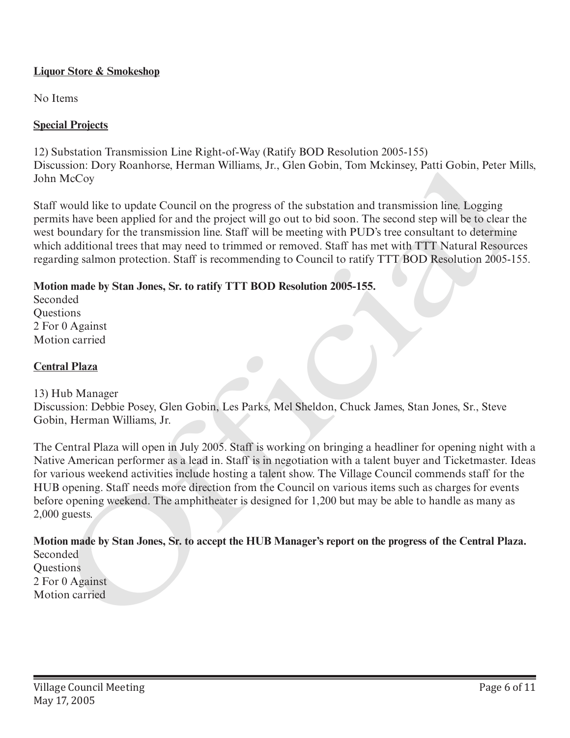**Liquor Store & Smokeshop**

No Items

**Special Projects**

12) Substation Transmission Line Right-of-Way (Ratify BOD Resolution 2005-155)
Discussion: Dory Roanhorse, Herman Williams, Jr., Glen Gobin, Tom Mckinsey, Patti Gobin, Peter Mills, John McCoy

Staff would like to update Council on the progress of the substation and transmission line. Logging permits have been applied for and the project will go out to bid soon. The second step will be to clear the west boundary for the transmission line. Staff will be meeting with PUD's tree consultant to determine which additional trees that may need to trimmed or removed. Staff has met with TTT Natural Resources regarding salmon protection. Staff is recommending to Council to ratify TTT BOD Resolution 2005-155.

**Motion made by Stan Jones, Sr. to ratify TTT BOD Resolution 2005-155.**
Seconded
Questions
2 For 0 Against
Motion carried

**Central Plaza**

13) Hub Manager
Discussion: Debbie Posey, Glen Gobin, Les Parks, Mel Sheldon, Chuck James, Stan Jones, Sr., Steve Gobin, Herman Williams, Jr.

The Central Plaza will open in July 2005. Staff is working on bringing a headliner for opening night with a Native American performer as a lead in. Staff is in negotiation with a talent buyer and Ticketmaster. Ideas for various weekend activities include hosting a talent show. The Village Council commends staff for the HUB opening. Staff needs more direction from the Council on various items such as charges for events before opening weekend. The amphitheater is designed for 1,200 but may be able to handle as many as 2,000 guests.

**Motion made by Stan Jones, Sr. to accept the HUB Manager's report on the progress of the Central Plaza.**
Seconded
Questions
2 For 0 Against
Motion carried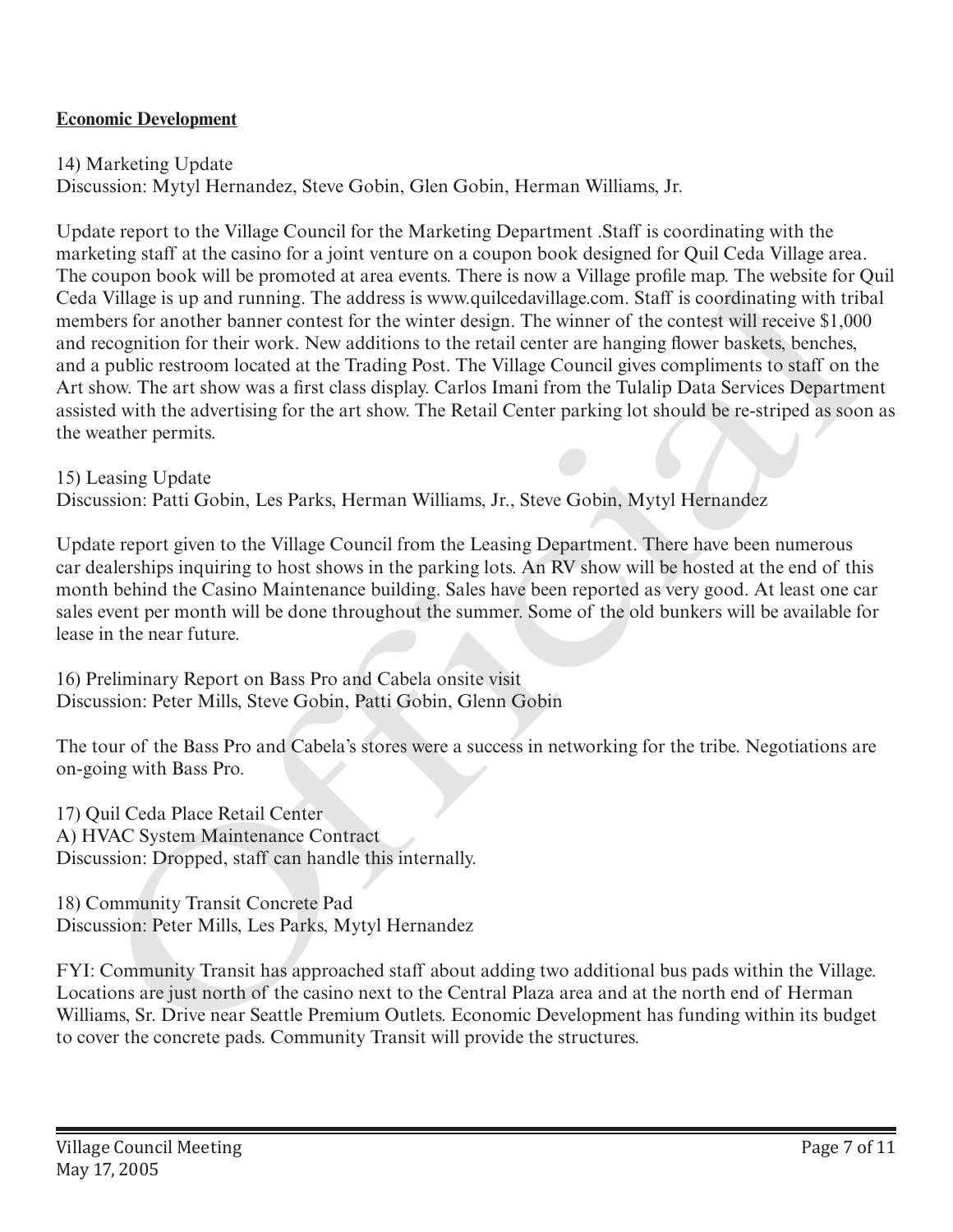**Economic Development**

14) Marketing Update
Discussion: Mytyl Hernandez, Steve Gobin, Glen Gobin, Herman Williams, Jr.

Update report to the Village Council for the Marketing Department .Staff is coordinating with the marketing staff at the casino for a joint venture on a coupon book designed for Quil Ceda Village area. The coupon book will be promoted at area events. There is now a Village profile map. The website for Quil Ceda Village is up and running. The address is www.quilcedavillage.com. Staff is coordinating with tribal members for another banner contest for the winter design. The winner of the contest will receive $1,000 and recognition for their work. New additions to the retail center are hanging flower baskets, benches, and a public restroom located at the Trading Post. The Village Council gives compliments to staff on the Art show. The art show was a first class display. Carlos Imani from the Tulalip Data Services Department assisted with the advertising for the art show. The Retail Center parking lot should be re-striped as soon as the weather permits.

15) Leasing Update
Discussion: Patti Gobin, Les Parks, Herman Williams, Jr., Steve Gobin, Mytyl Hernandez

Update report given to the Village Council from the Leasing Department. There have been numerous car dealerships inquiring to host shows in the parking lots. An RV show will be hosted at the end of this month behind the Casino Maintenance building. Sales have been reported as very good. At least one car sales event per month will be done throughout the summer. Some of the old bunkers will be available for lease in the near future.

16) Preliminary Report on Bass Pro and Cabela onsite visit
Discussion: Peter Mills, Steve Gobin, Patti Gobin, Glenn Gobin

The tour of the Bass Pro and Cabela's stores were a success in networking for the tribe. Negotiations are on-going with Bass Pro.

17) Quil Ceda Place Retail Center
A) HVAC System Maintenance Contract
Discussion: Dropped, staff can handle this internally.

18) Community Transit Concrete Pad
Discussion: Peter Mills, Les Parks, Mytyl Hernandez

FYI: Community Transit has approached staff about adding two additional bus pads within the Village. Locations are just north of the casino next to the Central Plaza area and at the north end of Herman Williams, Sr. Drive near Seattle Premium Outlets. Economic Development has funding within its budget to cover the concrete pads. Community Transit will provide the structures.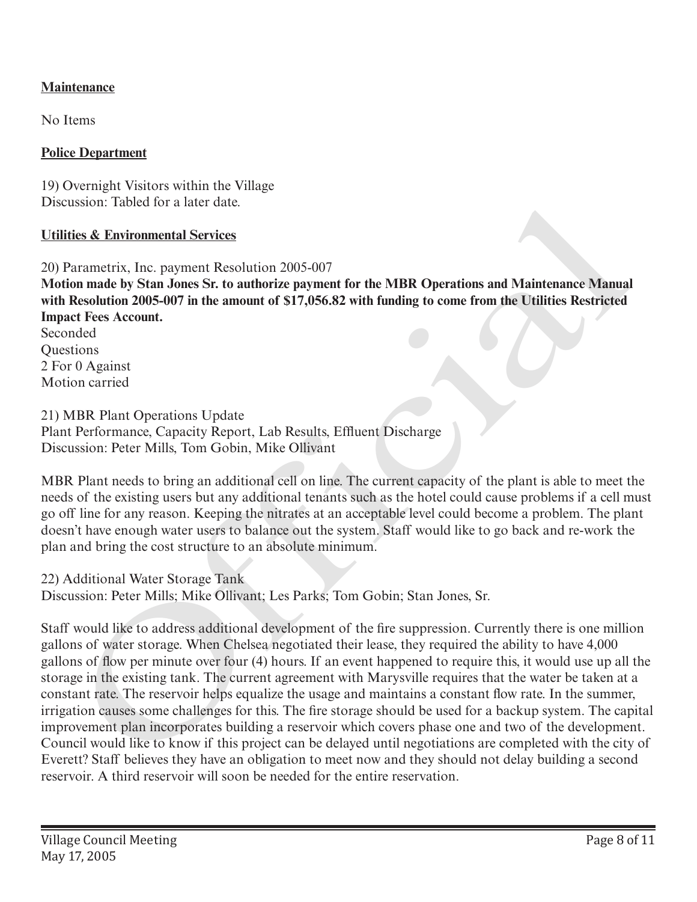**Maintenance**

No Items

**Police Department**

19) Overnight Visitors within the Village
Discussion: Tabled for a later date.

**Utilities & Environmental Services**

20) Parametrix, Inc. payment Resolution 2005-007
**Motion made by Stan Jones Sr. to authorize payment for the MBR Operations and Maintenance Manual with Resolution 2005-007 in the amount of $17,056.82 with funding to come from the Utilities Restricted Impact Fees Account.**
Seconded
Questions
2 For 0 Against
Motion carried

21) MBR Plant Operations Update
Plant Performance, Capacity Report, Lab Results, Effluent Discharge
Discussion: Peter Mills, Tom Gobin, Mike Ollivant

MBR Plant needs to bring an additional cell on line. The current capacity of the plant is able to meet the needs of the existing users but any additional tenants such as the hotel could cause problems if a cell must go off line for any reason. Keeping the nitrates at an acceptable level could become a problem. The plant doesn't have enough water users to balance out the system. Staff would like to go back and re-work the plan and bring the cost structure to an absolute minimum.

22) Additional Water Storage Tank
Discussion: Peter Mills; Mike Ollivant; Les Parks; Tom Gobin; Stan Jones, Sr.

Staff would like to address additional development of the fire suppression. Currently there is one million gallons of water storage. When Chelsea negotiated their lease, they required the ability to have 4,000 gallons of flow per minute over four (4) hours. If an event happened to require this, it would use up all the storage in the existing tank. The current agreement with Marysville requires that the water be taken at a constant rate. The reservoir helps equalize the usage and maintains a constant flow rate. In the summer, irrigation causes some challenges for this. The fire storage should be used for a backup system. The capital improvement plan incorporates building a reservoir which covers phase one and two of the development. Council would like to know if this project can be delayed until negotiations are completed with the city of Everett? Staff believes they have an obligation to meet now and they should not delay building a second reservoir. A third reservoir will soon be needed for the entire reservation.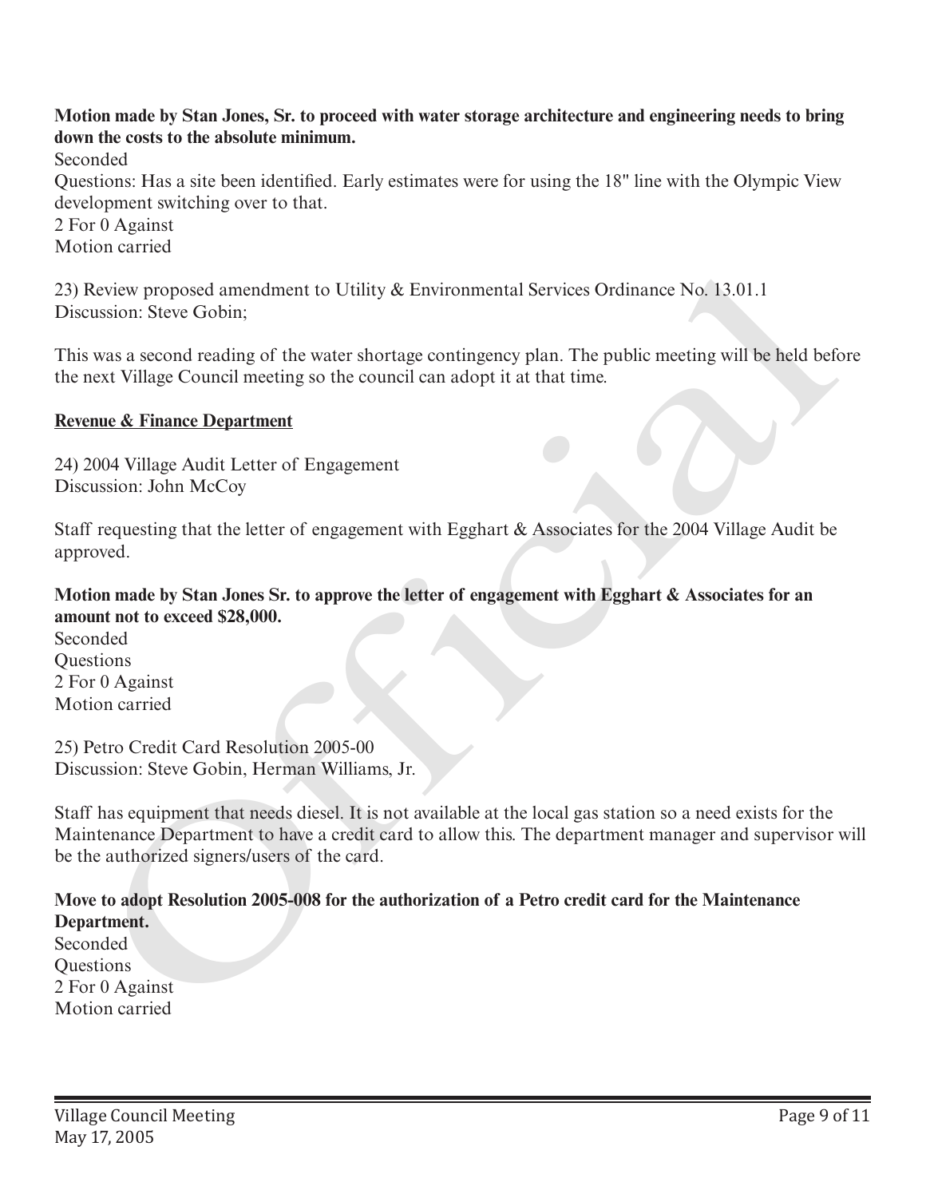**Motion made by Stan Jones, Sr. to proceed with water storage architecture and engineering needs to bring down the costs to the absolute minimum.**
Seconded
Questions: Has a site been identified. Early estimates were for using the 18" line with the Olympic View development switching over to that.
2 For 0 Against
Motion carried

23) Review proposed amendment to Utility & Environmental Services Ordinance No. 13.01.1
Discussion: Steve Gobin;

This was a second reading of the water shortage contingency plan. The public meeting will be held before the next Village Council meeting so the council can adopt it at that time.

**Revenue & Finance Department**

24) 2004 Village Audit Letter of Engagement
Discussion: John McCoy

Staff requesting that the letter of engagement with Egghart & Associates for the 2004 Village Audit be approved.

**Motion made by Stan Jones Sr. to approve the letter of engagement with Egghart & Associates for an amount not to exceed $28,000.**
Seconded
Questions
2 For 0 Against
Motion carried

25) Petro Credit Card Resolution 2005-00
Discussion: Steve Gobin, Herman Williams, Jr.

Staff has equipment that needs diesel. It is not available at the local gas station so a need exists for the Maintenance Department to have a credit card to allow this. The department manager and supervisor will be the authorized signers/users of the card.

**Move to adopt Resolution 2005-008 for the authorization of a Petro credit card for the Maintenance Department.**
Seconded
Questions
2 For 0 Against
Motion carried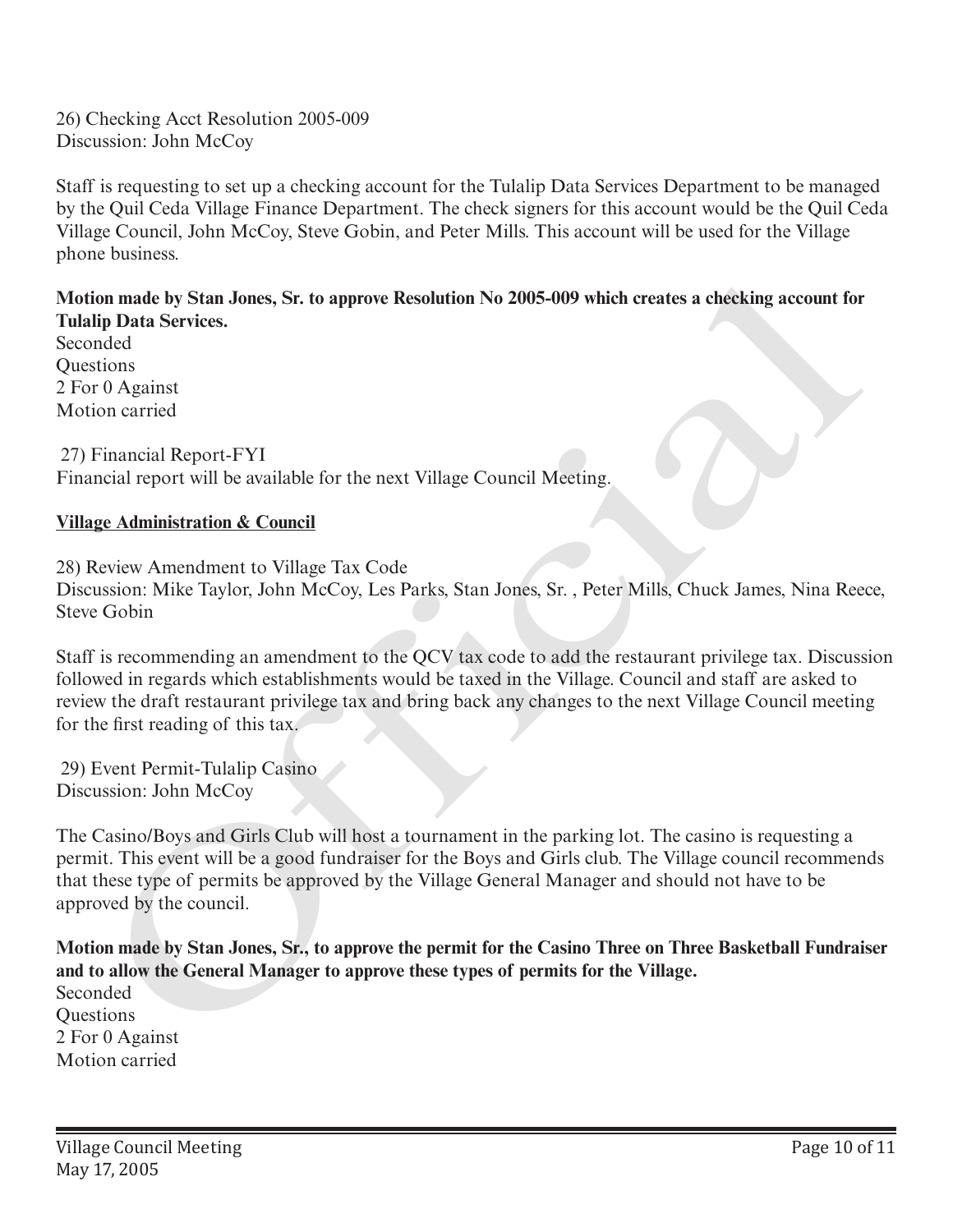26) Checking Acct Resolution 2005-009
Discussion: John McCoy

Staff is requesting to set up a checking account for the Tulalip Data Services Department to be managed by the Quil Ceda Village Finance Department. The check signers for this account would be the Quil Ceda Village Council, John McCoy, Steve Gobin, and Peter Mills. This account will be used for the Village phone business.

**Motion made by Stan Jones, Sr. to approve Resolution No 2005-009 which creates a checking account for Tulalip Data Services.**
Seconded
Questions
2 For 0 Against
Motion carried

27) Financial Report-FYI
Financial report will be available for the next Village Council Meeting.

**Village Administration & Council**

28) Review Amendment to Village Tax Code
Discussion: Mike Taylor, John McCoy, Les Parks, Stan Jones, Sr. , Peter Mills, Chuck James, Nina Reece, Steve Gobin

Staff is recommending an amendment to the QCV tax code to add the restaurant privilege tax. Discussion followed in regards which establishments would be taxed in the Village. Council and staff are asked to review the draft restaurant privilege tax and bring back any changes to the next Village Council meeting for the first reading of this tax.

29) Event Permit-Tulalip Casino
Discussion: John McCoy

The Casino/Boys and Girls Club will host a tournament in the parking lot. The casino is requesting a permit. This event will be a good fundraiser for the Boys and Girls club. The Village council recommends that these type of permits be approved by the Village General Manager and should not have to be approved by the council.

**Motion made by Stan Jones, Sr., to approve the permit for the Casino Three on Three Basketball Fundraiser and to allow the General Manager to approve these types of permits for the Village.**
Seconded
Questions
2 For 0 Against
Motion carried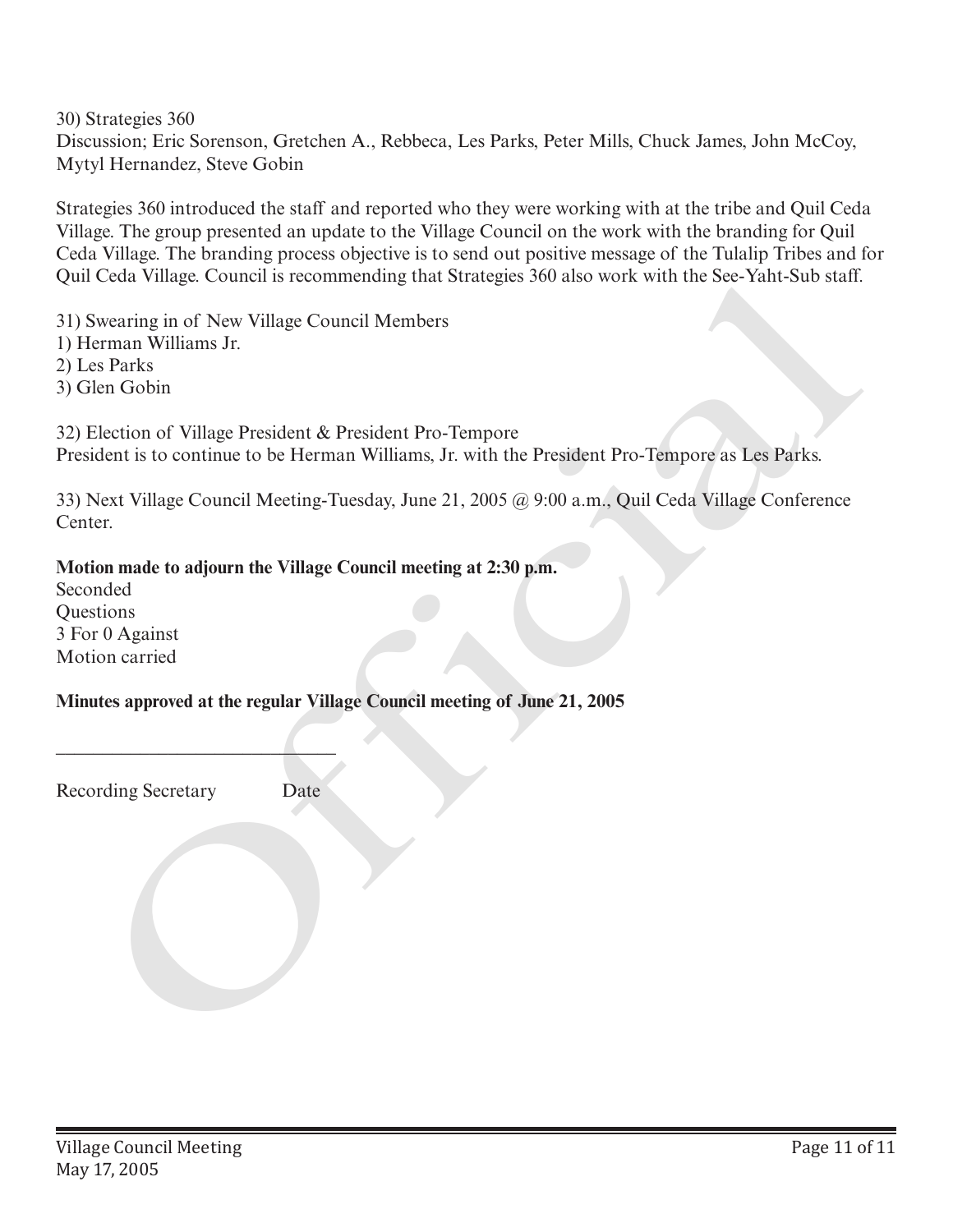30) Strategies 360

Discussion; Eric Sorenson, Gretchen A., Rebbeca, Les Parks, Peter Mills, Chuck James, John McCoy, Mytyl Hernandez, Steve Gobin

Strategies 360 introduced the staff and reported who they were working with at the tribe and Quil Ceda Village. The group presented an update to the Village Council on the work with the branding for Quil Ceda Village. The branding process objective is to send out positive message of the Tulalip Tribes and for Quil Ceda Village. Council is recommending that Strategies 360 also work with the See-Yaht-Sub staff.

31) Swearing in of New Village Council Members

1) Herman Williams Jr.
2) Les Parks
3) Glen Gobin

32) Election of Village President & President Pro-Tempore

President is to continue to be Herman Williams, Jr. with the President Pro-Tempore as Les Parks.

33) Next Village Council Meeting-Tuesday, June 21, 2005 @ 9:00 a.m., Quil Ceda Village Conference Center.

**Motion made to adjourn the Village Council meeting at 2:30 p.m.**

Seconded

Questions

3 For 0 Against

Motion carried

**Minutes approved at the regular Village Council meeting of June 21, 2005**

_____________________________

Recording Secretary Date